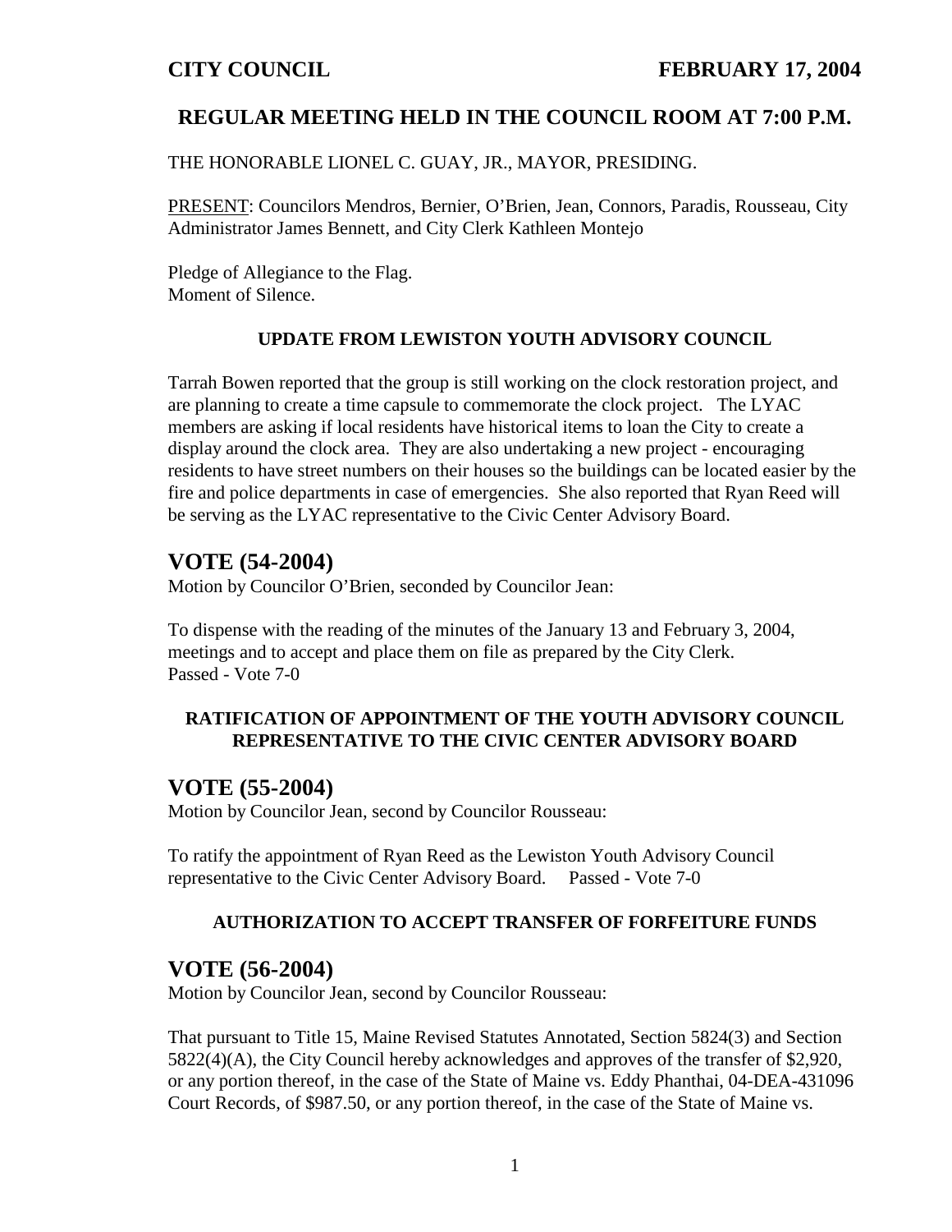**CITY COUNCIL** **FEBRUARY 17, 2004**

## REGULAR MEETING HELD IN THE COUNCIL ROOM AT 7:00 P.M.

THE HONORABLE LIONEL C. GUAY, JR., MAYOR, PRESIDING.

PRESENT: Councilors Mendros, Bernier, O'Brien, Jean, Connors, Paradis, Rousseau, City Administrator James Bennett, and City Clerk Kathleen Montejo

Pledge of Allegiance to the Flag.
Moment of Silence.

### UPDATE FROM LEWISTON YOUTH ADVISORY COUNCIL

Tarrah Bowen reported that the group is still working on the clock restoration project, and are planning to create a time capsule to commemorate the clock project. The LYAC members are asking if local residents have historical items to loan the City to create a display around the clock area. They are also undertaking a new project - encouraging residents to have street numbers on their houses so the buildings can be located easier by the fire and police departments in case of emergencies. She also reported that Ryan Reed will be serving as the LYAC representative to the Civic Center Advisory Board.

## VOTE (54-2004)

Motion by Councilor O'Brien, seconded by Councilor Jean:

To dispense with the reading of the minutes of the January 13 and February 3, 2004, meetings and to accept and place them on file as prepared by the City Clerk.
Passed - Vote 7-0

### RATIFICATION OF APPOINTMENT OF THE YOUTH ADVISORY COUNCIL REPRESENTATIVE TO THE CIVIC CENTER ADVISORY BOARD

## VOTE (55-2004)

Motion by Councilor Jean, second by Councilor Rousseau:

To ratify the appointment of Ryan Reed as the Lewiston Youth Advisory Council representative to the Civic Center Advisory Board. Passed - Vote 7-0

### AUTHORIZATION TO ACCEPT TRANSFER OF FORFEITURE FUNDS

## VOTE (56-2004)

Motion by Councilor Jean, second by Councilor Rousseau:

That pursuant to Title 15, Maine Revised Statutes Annotated, Section 5824(3) and Section 5822(4)(A), the City Council hereby acknowledges and approves of the transfer of $2,920, or any portion thereof, in the case of the State of Maine vs. Eddy Phanthai, 04-DEA-431096 Court Records, of $987.50, or any portion thereof, in the case of the State of Maine vs.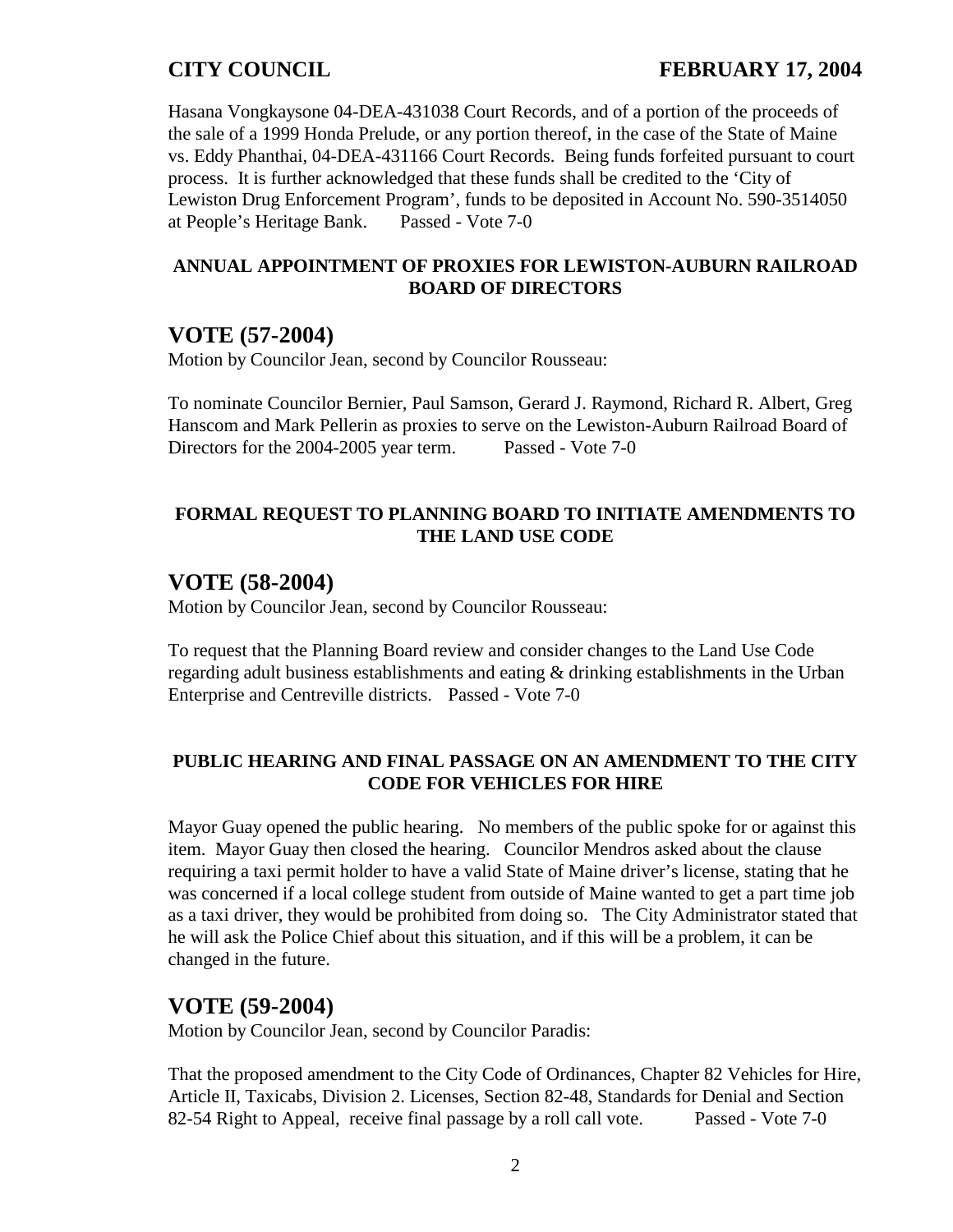Hasana Vongkaysone 04-DEA-431038 Court Records, and of a portion of the proceeds of the sale of a 1999 Honda Prelude, or any portion thereof, in the case of the State of Maine vs. Eddy Phanthai, 04-DEA-431166 Court Records. Being funds forfeited pursuant to court process. It is further acknowledged that these funds shall be credited to the 'City of Lewiston Drug Enforcement Program', funds to be deposited in Account No. 590-3514050 at People's Heritage Bank. Passed - Vote 7-0

**ANNUAL APPOINTMENT OF PROXIES FOR LEWISTON-AUBURN RAILROAD BOARD OF DIRECTORS**

## VOTE (57-2004)

Motion by Councilor Jean, second by Councilor Rousseau:

To nominate Councilor Bernier, Paul Samson, Gerard J. Raymond, Richard R. Albert, Greg Hanscom and Mark Pellerin as proxies to serve on the Lewiston-Auburn Railroad Board of Directors for the 2004-2005 year term. Passed - Vote 7-0

**FORMAL REQUEST TO PLANNING BOARD TO INITIATE AMENDMENTS TO THE LAND USE CODE**

## VOTE (58-2004)

Motion by Councilor Jean, second by Councilor Rousseau:

To request that the Planning Board review and consider changes to the Land Use Code regarding adult business establishments and eating & drinking establishments in the Urban Enterprise and Centreville districts. Passed - Vote 7-0

**PUBLIC HEARING AND FINAL PASSAGE ON AN AMENDMENT TO THE CITY CODE FOR VEHICLES FOR HIRE**

Mayor Guay opened the public hearing. No members of the public spoke for or against this item. Mayor Guay then closed the hearing. Councilor Mendros asked about the clause requiring a taxi permit holder to have a valid State of Maine driver's license, stating that he was concerned if a local college student from outside of Maine wanted to get a part time job as a taxi driver, they would be prohibited from doing so. The City Administrator stated that he will ask the Police Chief about this situation, and if this will be a problem, it can be changed in the future.

## VOTE (59-2004)

Motion by Councilor Jean, second by Councilor Paradis:

That the proposed amendment to the City Code of Ordinances, Chapter 82 Vehicles for Hire, Article II, Taxicabs, Division 2. Licenses, Section 82-48, Standards for Denial and Section 82-54 Right to Appeal, receive final passage by a roll call vote. Passed - Vote 7-0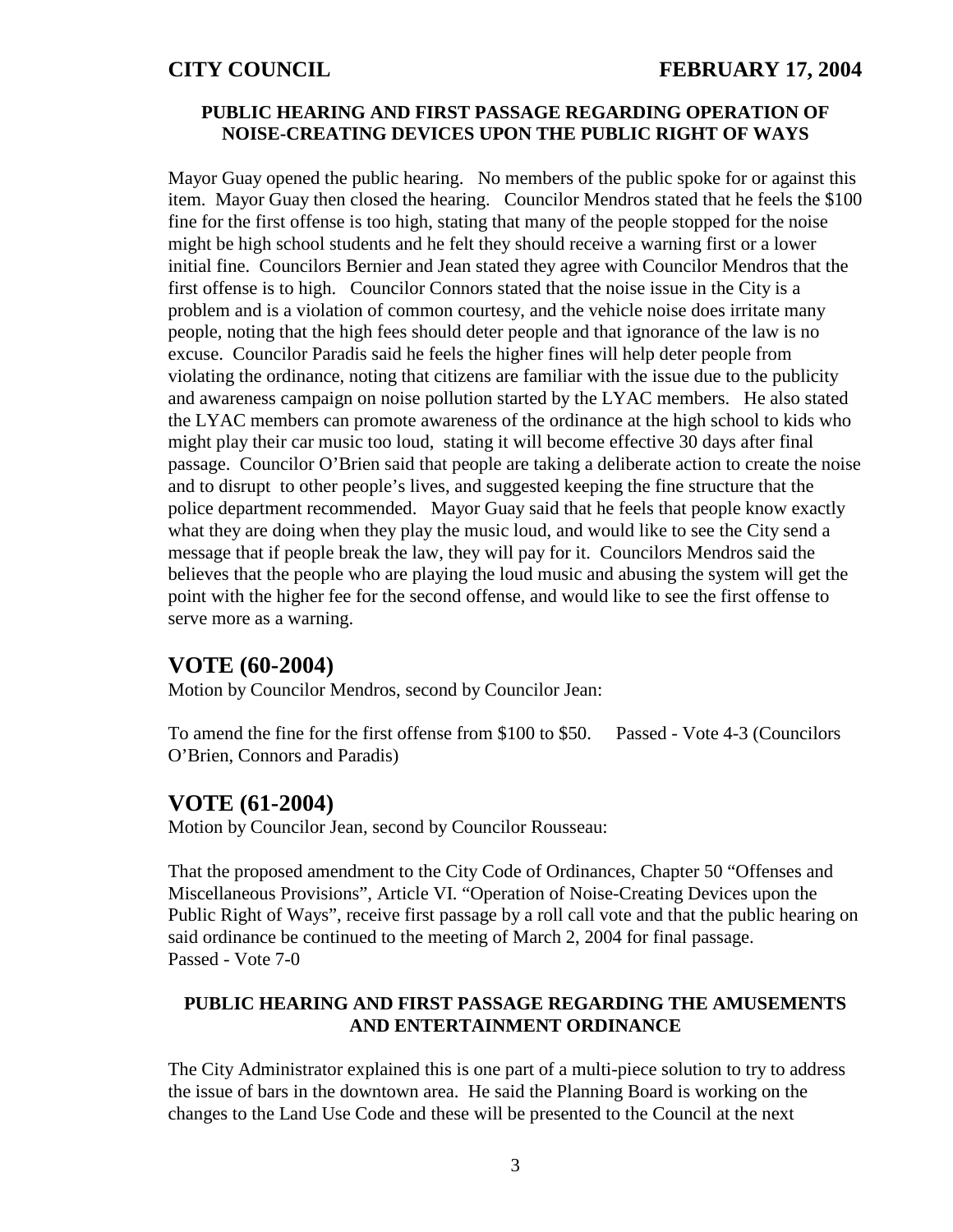### PUBLIC HEARING AND FIRST PASSAGE REGARDING OPERATION OF NOISE-CREATING DEVICES UPON THE PUBLIC RIGHT OF WAYS

Mayor Guay opened the public hearing. No members of the public spoke for or against this item. Mayor Guay then closed the hearing. Councilor Mendros stated that he feels the $100 fine for the first offense is too high, stating that many of the people stopped for the noise might be high school students and he felt they should receive a warning first or a lower initial fine. Councilors Bernier and Jean stated they agree with Councilor Mendros that the first offense is to high. Councilor Connors stated that the noise issue in the City is a problem and is a violation of common courtesy, and the vehicle noise does irritate many people, noting that the high fees should deter people and that ignorance of the law is no excuse. Councilor Paradis said he feels the higher fines will help deter people from violating the ordinance, noting that citizens are familiar with the issue due to the publicity and awareness campaign on noise pollution started by the LYAC members. He also stated the LYAC members can promote awareness of the ordinance at the high school to kids who might play their car music too loud, stating it will become effective 30 days after final passage. Councilor O'Brien said that people are taking a deliberate action to create the noise and to disrupt to other people's lives, and suggested keeping the fine structure that the police department recommended. Mayor Guay said that he feels that people know exactly what they are doing when they play the music loud, and would like to see the City send a message that if people break the law, they will pay for it. Councilors Mendros said the believes that the people who are playing the loud music and abusing the system will get the point with the higher fee for the second offense, and would like to see the first offense to serve more as a warning.

## VOTE (60-2004)

Motion by Councilor Mendros, second by Councilor Jean:

To amend the fine for the first offense from $100 to $50. Passed - Vote 4-3 (Councilors O'Brien, Connors and Paradis)

## VOTE (61-2004)

Motion by Councilor Jean, second by Councilor Rousseau:

That the proposed amendment to the City Code of Ordinances, Chapter 50 "Offenses and Miscellaneous Provisions", Article VI. "Operation of Noise-Creating Devices upon the Public Right of Ways", receive first passage by a roll call vote and that the public hearing on said ordinance be continued to the meeting of March 2, 2004 for final passage.
Passed - Vote 7-0

### PUBLIC HEARING AND FIRST PASSAGE REGARDING THE AMUSEMENTS AND ENTERTAINMENT ORDINANCE

The City Administrator explained this is one part of a multi-piece solution to try to address the issue of bars in the downtown area. He said the Planning Board is working on the changes to the Land Use Code and these will be presented to the Council at the next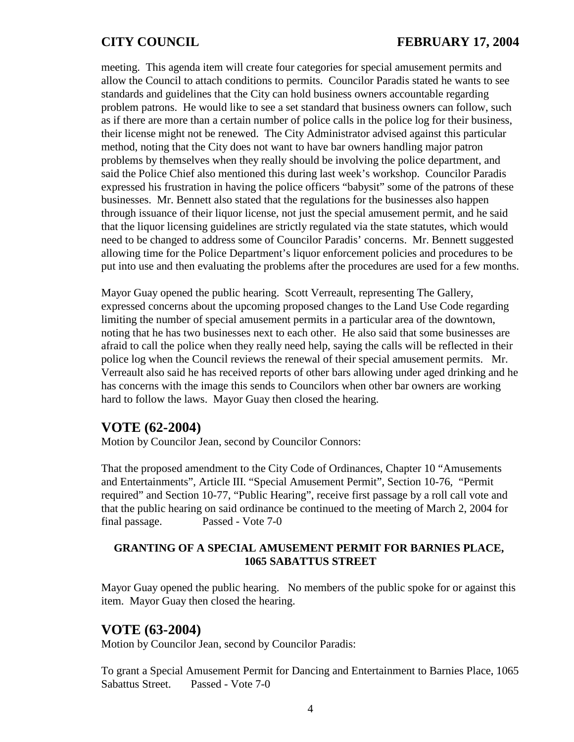meeting. This agenda item will create four categories for special amusement permits and allow the Council to attach conditions to permits. Councilor Paradis stated he wants to see standards and guidelines that the City can hold business owners accountable regarding problem patrons. He would like to see a set standard that business owners can follow, such as if there are more than a certain number of police calls in the police log for their business, their license might not be renewed. The City Administrator advised against this particular method, noting that the City does not want to have bar owners handling major patron problems by themselves when they really should be involving the police department, and said the Police Chief also mentioned this during last week's workshop. Councilor Paradis expressed his frustration in having the police officers "babysit" some of the patrons of these businesses. Mr. Bennett also stated that the regulations for the businesses also happen through issuance of their liquor license, not just the special amusement permit, and he said that the liquor licensing guidelines are strictly regulated via the state statutes, which would need to be changed to address some of Councilor Paradis' concerns. Mr. Bennett suggested allowing time for the Police Department's liquor enforcement policies and procedures to be put into use and then evaluating the problems after the procedures are used for a few months.

Mayor Guay opened the public hearing. Scott Verreault, representing The Gallery, expressed concerns about the upcoming proposed changes to the Land Use Code regarding limiting the number of special amusement permits in a particular area of the downtown, noting that he has two businesses next to each other. He also said that some businesses are afraid to call the police when they really need help, saying the calls will be reflected in their police log when the Council reviews the renewal of their special amusement permits. Mr. Verreault also said he has received reports of other bars allowing under aged drinking and he has concerns with the image this sends to Councilors when other bar owners are working hard to follow the laws. Mayor Guay then closed the hearing.

## VOTE (62-2004)

Motion by Councilor Jean, second by Councilor Connors:

That the proposed amendment to the City Code of Ordinances, Chapter 10 "Amusements and Entertainments", Article III. "Special Amusement Permit", Section 10-76, "Permit required" and Section 10-77, "Public Hearing", receive first passage by a roll call vote and that the public hearing on said ordinance be continued to the meeting of March 2, 2004 for final passage. Passed - Vote 7-0

**GRANTING OF A SPECIAL AMUSEMENT PERMIT FOR BARNIES PLACE, 1065 SABATTUS STREET**

Mayor Guay opened the public hearing. No members of the public spoke for or against this item. Mayor Guay then closed the hearing.

## VOTE (63-2004)

Motion by Councilor Jean, second by Councilor Paradis:

To grant a Special Amusement Permit for Dancing and Entertainment to Barnies Place, 1065 Sabattus Street. Passed - Vote 7-0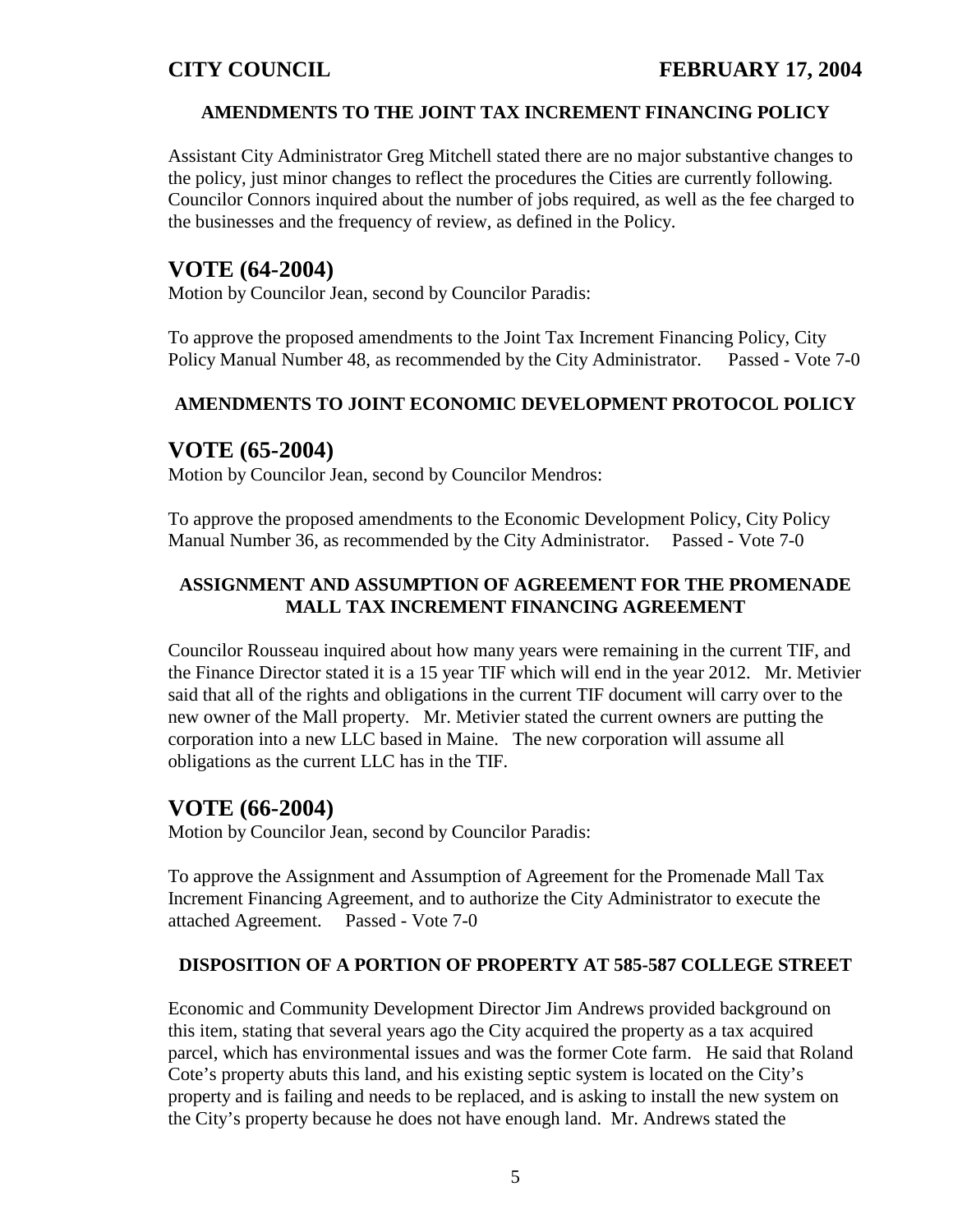### AMENDMENTS TO THE JOINT TAX INCREMENT FINANCING POLICY

Assistant City Administrator Greg Mitchell stated there are no major substantive changes to the policy, just minor changes to reflect the procedures the Cities are currently following. Councilor Connors inquired about the number of jobs required, as well as the fee charged to the businesses and the frequency of review, as defined in the Policy.

## VOTE (64-2004)

Motion by Councilor Jean, second by Councilor Paradis:

To approve the proposed amendments to the Joint Tax Increment Financing Policy, City Policy Manual Number 48, as recommended by the City Administrator. Passed - Vote 7-0

### AMENDMENTS TO JOINT ECONOMIC DEVELOPMENT PROTOCOL POLICY

## VOTE (65-2004)

Motion by Councilor Jean, second by Councilor Mendros:

To approve the proposed amendments to the Economic Development Policy, City Policy Manual Number 36, as recommended by the City Administrator. Passed - Vote 7-0

### ASSIGNMENT AND ASSUMPTION OF AGREEMENT FOR THE PROMENADE MALL TAX INCREMENT FINANCING AGREEMENT

Councilor Rousseau inquired about how many years were remaining in the current TIF, and the Finance Director stated it is a 15 year TIF which will end in the year 2012. Mr. Metivier said that all of the rights and obligations in the current TIF document will carry over to the new owner of the Mall property. Mr. Metivier stated the current owners are putting the corporation into a new LLC based in Maine. The new corporation will assume all obligations as the current LLC has in the TIF.

## VOTE (66-2004)

Motion by Councilor Jean, second by Councilor Paradis:

To approve the Assignment and Assumption of Agreement for the Promenade Mall Tax Increment Financing Agreement, and to authorize the City Administrator to execute the attached Agreement. Passed - Vote 7-0

### DISPOSITION OF A PORTION OF PROPERTY AT 585-587 COLLEGE STREET

Economic and Community Development Director Jim Andrews provided background on this item, stating that several years ago the City acquired the property as a tax acquired parcel, which has environmental issues and was the former Cote farm. He said that Roland Cote's property abuts this land, and his existing septic system is located on the City's property and is failing and needs to be replaced, and is asking to install the new system on the City's property because he does not have enough land. Mr. Andrews stated the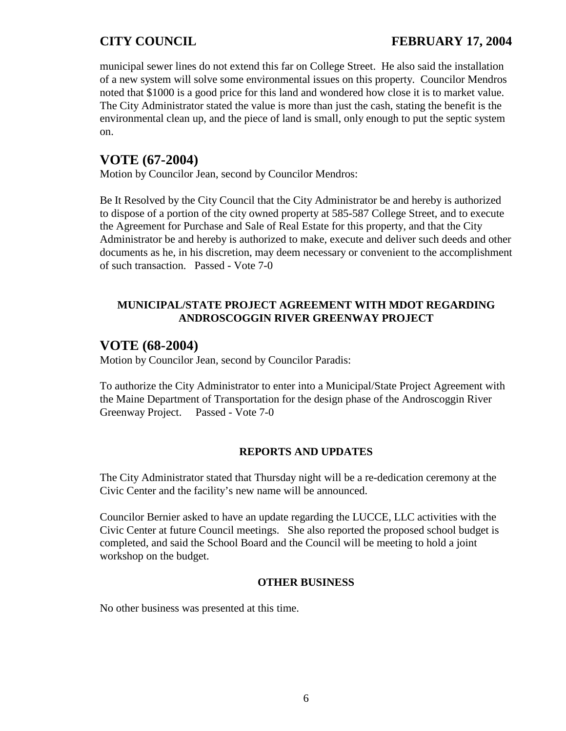municipal sewer lines do not extend this far on College Street. He also said the installation of a new system will solve some environmental issues on this property. Councilor Mendros noted that $1000 is a good price for this land and wondered how close it is to market value. The City Administrator stated the value is more than just the cash, stating the benefit is the environmental clean up, and the piece of land is small, only enough to put the septic system on.

## VOTE (67-2004)

Motion by Councilor Jean, second by Councilor Mendros:

Be It Resolved by the City Council that the City Administrator be and hereby is authorized to dispose of a portion of the city owned property at 585-587 College Street, and to execute the Agreement for Purchase and Sale of Real Estate for this property, and that the City Administrator be and hereby is authorized to make, execute and deliver such deeds and other documents as he, in his discretion, may deem necessary or convenient to the accomplishment of such transaction. Passed - Vote 7-0

**MUNICIPAL/STATE PROJECT AGREEMENT WITH MDOT REGARDING ANDROSCOGGIN RIVER GREENWAY PROJECT**

## VOTE (68-2004)

Motion by Councilor Jean, second by Councilor Paradis:

To authorize the City Administrator to enter into a Municipal/State Project Agreement with the Maine Department of Transportation for the design phase of the Androscoggin River Greenway Project. Passed - Vote 7-0

**REPORTS AND UPDATES**

The City Administrator stated that Thursday night will be a re-dedication ceremony at the Civic Center and the facility's new name will be announced.

Councilor Bernier asked to have an update regarding the LUCCE, LLC activities with the Civic Center at future Council meetings. She also reported the proposed school budget is completed, and said the School Board and the Council will be meeting to hold a joint workshop on the budget.

**OTHER BUSINESS**

No other business was presented at this time.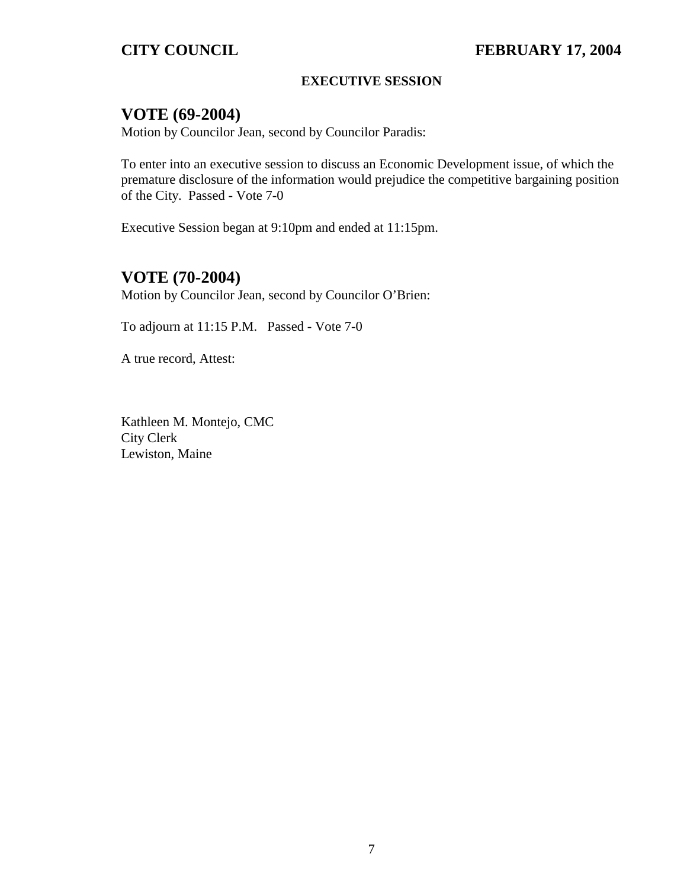**EXECUTIVE SESSION**

## VOTE (69-2004)

Motion by Councilor Jean, second by Councilor Paradis:

To enter into an executive session to discuss an Economic Development issue, of which the premature disclosure of the information would prejudice the competitive bargaining position of the City. Passed - Vote 7-0

Executive Session began at 9:10pm and ended at 11:15pm.

## VOTE (70-2004)

Motion by Councilor Jean, second by Councilor O'Brien:

To adjourn at 11:15 P.M. Passed - Vote 7-0

A true record, Attest:

Kathleen M. Montejo, CMC
City Clerk
Lewiston, Maine